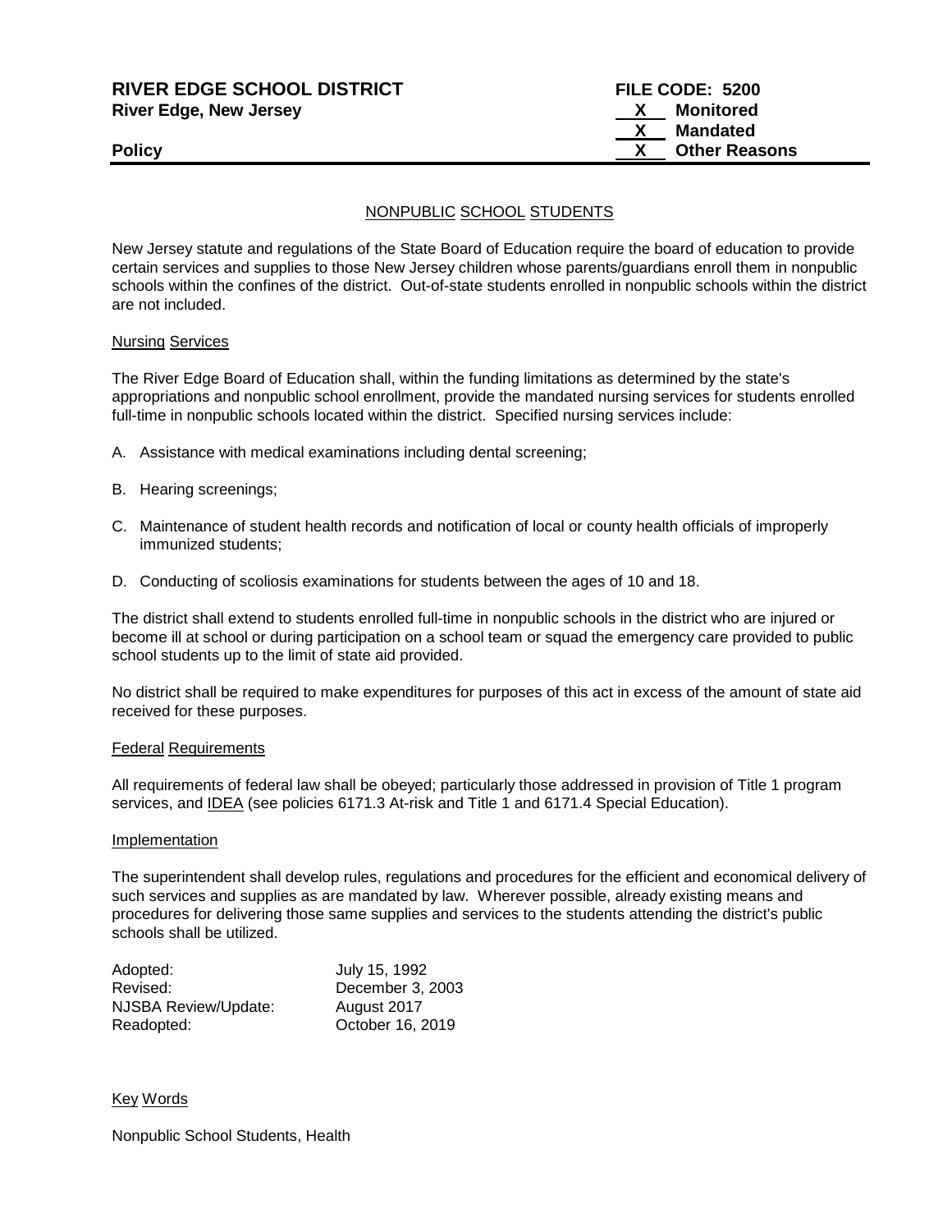**RIVER EDGE SCHOOL DISTRICT**
**River Edge, New Jersey**

**FILE CODE: 5200**
**X Monitored**
**X Mandated**
**X Other Reasons**

**Policy**

NONPUBLIC SCHOOL STUDENTS

New Jersey statute and regulations of the State Board of Education require the board of education to provide certain services and supplies to those New Jersey children whose parents/guardians enroll them in nonpublic schools within the confines of the district. Out-of-state students enrolled in nonpublic schools within the district are not included.

Nursing Services

The River Edge Board of Education shall, within the funding limitations as determined by the state's appropriations and nonpublic school enrollment, provide the mandated nursing services for students enrolled full-time in nonpublic schools located within the district. Specified nursing services include:

A. Assistance with medical examinations including dental screening;

B. Hearing screenings;

C. Maintenance of student health records and notification of local or county health officials of improperly immunized students;

D. Conducting of scoliosis examinations for students between the ages of 10 and 18.

The district shall extend to students enrolled full-time in nonpublic schools in the district who are injured or become ill at school or during participation on a school team or squad the emergency care provided to public school students up to the limit of state aid provided.

No district shall be required to make expenditures for purposes of this act in excess of the amount of state aid received for these purposes.

Federal Requirements

All requirements of federal law shall be obeyed; particularly those addressed in provision of Title 1 program services, and IDEA (see policies 6171.3 At-risk and Title 1 and 6171.4 Special Education).

Implementation

The superintendent shall develop rules, regulations and procedures for the efficient and economical delivery of such services and supplies as are mandated by law. Wherever possible, already existing means and procedures for delivering those same supplies and services to the students attending the district's public schools shall be utilized.

| | |
|---|---|
| Adopted: | July 15, 1992 |
| Revised: | December 3, 2003 |
| NJSBA Review/Update: | August 2017 |
| Readopted: | October 16, 2019 |

Key Words

Nonpublic School Students, Health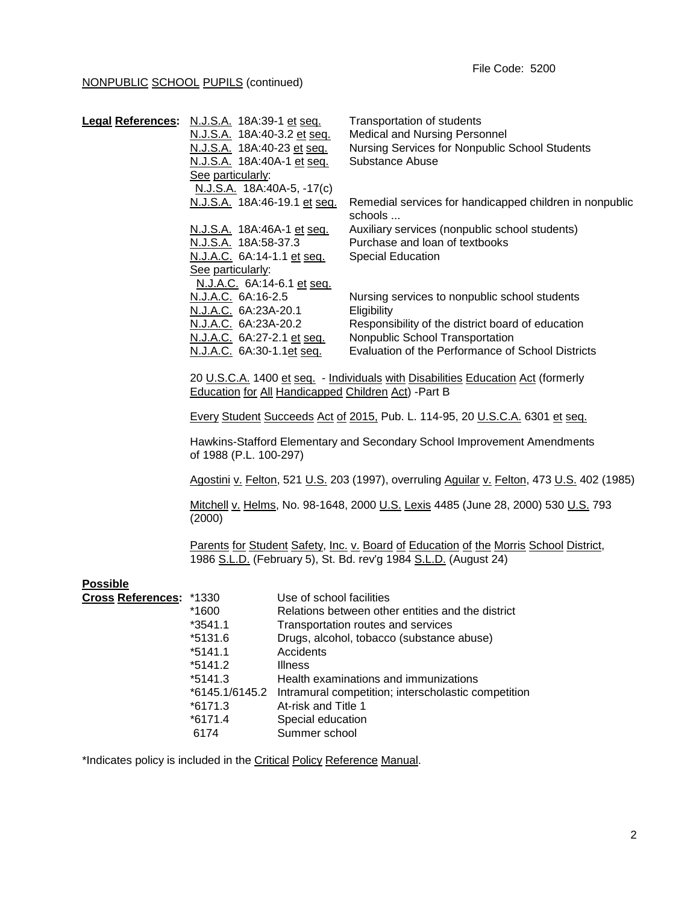File Code: 5200

NONPUBLIC SCHOOL PUPILS (continued)

**Legal References:**

| | |
|---|---|
| N.J.S.A. 18A:39-1 et seq. | Transportation of students |
| N.J.S.A. 18A:40-3.2 et seq. | Medical and Nursing Personnel |
| N.J.S.A. 18A:40-23 et seq. | Nursing Services for Nonpublic School Students |
| N.J.S.A. 18A:40A-1 et seq. | Substance Abuse |
| See particularly: N.J.S.A. 18A:40A-5, -17(c) | |
| N.J.S.A. 18A:46-19.1 et seq. | Remedial services for handicapped children in nonpublic schools ... |
| N.J.S.A. 18A:46A-1 et seq. | Auxiliary services (nonpublic school students) |
| N.J.S.A. 18A:58-37.3 | Purchase and loan of textbooks |
| N.J.A.C. 6A:14-1.1 et seq. | Special Education |
| See particularly: N.J.A.C. 6A:14-6.1 et seq. | |
| N.J.A.C. 6A:16-2.5 | Nursing services to nonpublic school students |
| N.J.A.C. 6A:23A-20.1 | Eligibility |
| N.J.A.C. 6A:23A-20.2 | Responsibility of the district board of education |
| N.J.A.C. 6A:27-2.1 et seq. | Nonpublic School Transportation |
| N.J.A.C. 6A:30-1.1et seq. | Evaluation of the Performance of School Districts |

20 U.S.C.A. 1400 et seq. - Individuals with Disabilities Education Act (formerly Education for All Handicapped Children Act) -Part B

Every Student Succeeds Act of 2015, Pub. L. 114-95, 20 U.S.C.A. 6301 et seq.

Hawkins-Stafford Elementary and Secondary School Improvement Amendments of 1988 (P.L. 100-297)

Agostini v. Felton, 521 U.S. 203 (1997), overruling Aguilar v. Felton, 473 U.S. 402 (1985)

Mitchell v. Helms, No. 98-1648, 2000 U.S. Lexis 4485 (June 28, 2000) 530 U.S. 793 (2000)

Parents for Student Safety, Inc. v. Board of Education of the Morris School District, 1986 S.L.D. (February 5), St. Bd. rev'g 1984 S.L.D. (August 24)

**Possible Cross References:**

| | |
|---|---|
| *1330 | Use of school facilities |
| *1600 | Relations between other entities and the district |
| *3541.1 | Transportation routes and services |
| *5131.6 | Drugs, alcohol, tobacco (substance abuse) |
| *5141.1 | Accidents |
| *5141.2 | Illness |
| *5141.3 | Health examinations and immunizations |
| *6145.1/6145.2 | Intramural competition; interscholastic competition |
| *6171.3 | At-risk and Title 1 |
| *6171.4 | Special education |
| 6174 | Summer school |

*Indicates policy is included in the Critical Policy Reference Manual.